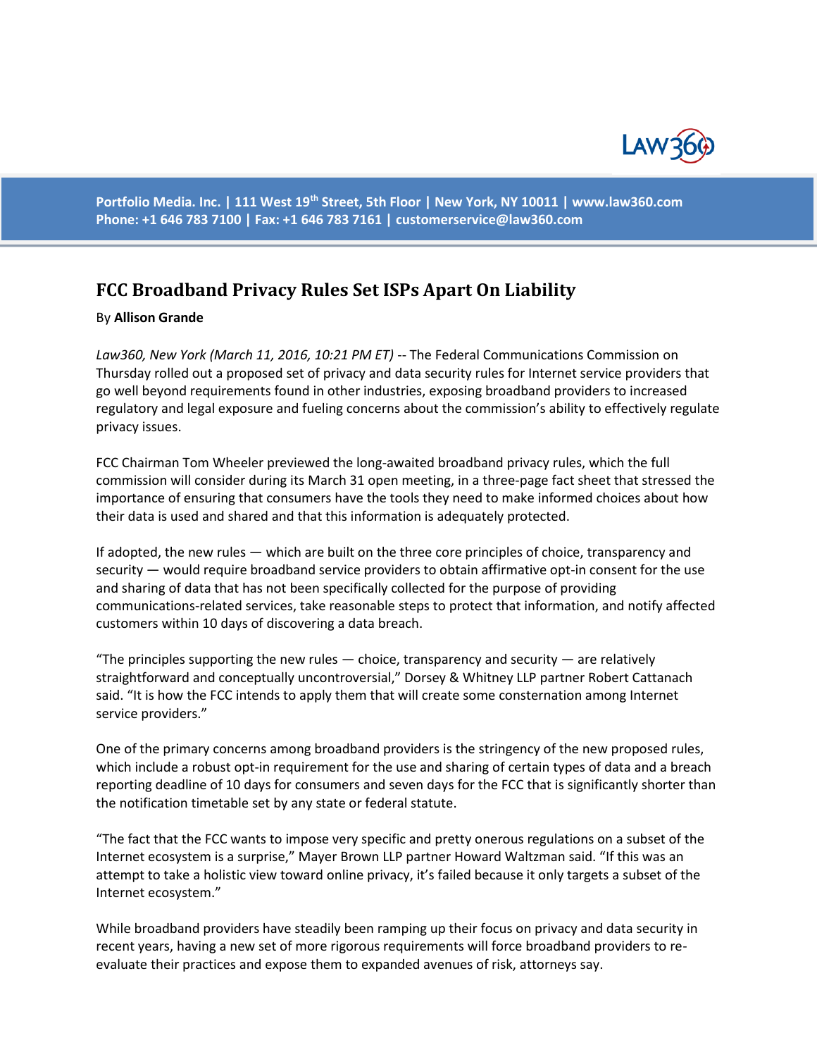# FCC Broadband Privacy Rules Set ISPs Apart On Liability

By **Allison Grande**

*Law360, New York (March 11, 2016, 10:21 PM ET)* -- The Federal Communications Commission on Thursday rolled out a proposed set of privacy and data security rules for Internet service providers that go well beyond requirements found in other industries, exposing broadband providers to increased regulatory and legal exposure and fueling concerns about the commission's ability to effectively regulate privacy issues.

FCC Chairman Tom Wheeler previewed the long-awaited broadband privacy rules, which the full commission will consider during its March 31 open meeting, in a three-page fact sheet that stressed the importance of ensuring that consumers have the tools they need to make informed choices about how their data is used and shared and that this information is adequately protected.

If adopted, the new rules — which are built on the three core principles of choice, transparency and security — would require broadband service providers to obtain affirmative opt-in consent for the use and sharing of data that has not been specifically collected for the purpose of providing communications-related services, take reasonable steps to protect that information, and notify affected customers within 10 days of discovering a data breach.

"The principles supporting the new rules — choice, transparency and security — are relatively straightforward and conceptually uncontroversial," Dorsey & Whitney LLP partner Robert Cattanach said. "It is how the FCC intends to apply them that will create some consternation among Internet service providers."

One of the primary concerns among broadband providers is the stringency of the new proposed rules, which include a robust opt-in requirement for the use and sharing of certain types of data and a breach reporting deadline of 10 days for consumers and seven days for the FCC that is significantly shorter than the notification timetable set by any state or federal statute.

"The fact that the FCC wants to impose very specific and pretty onerous regulations on a subset of the Internet ecosystem is a surprise," Mayer Brown LLP partner Howard Waltzman said. "If this was an attempt to take a holistic view toward online privacy, it's failed because it only targets a subset of the Internet ecosystem."

While broadband providers have steadily been ramping up their focus on privacy and data security in recent years, having a new set of more rigorous requirements will force broadband providers to re-evaluate their practices and expose them to expanded avenues of risk, attorneys say.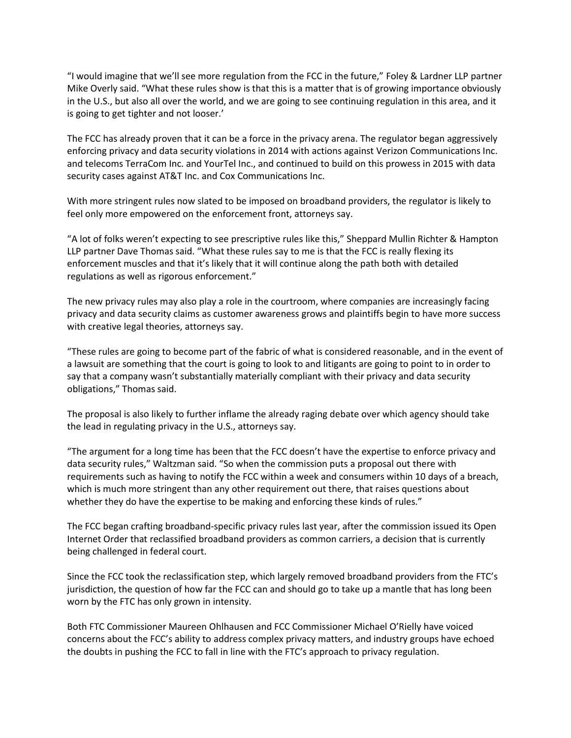"I would imagine that we'll see more regulation from the FCC in the future," Foley & Lardner LLP partner Mike Overly said. "What these rules show is that this is a matter that is of growing importance obviously in the U.S., but also all over the world, and we are going to see continuing regulation in this area, and it is going to get tighter and not looser.'

The FCC has already proven that it can be a force in the privacy arena. The regulator began aggressively enforcing privacy and data security violations in 2014 with actions against Verizon Communications Inc. and telecoms TerraCom Inc. and YourTel Inc., and continued to build on this prowess in 2015 with data security cases against AT&T Inc. and Cox Communications Inc.

With more stringent rules now slated to be imposed on broadband providers, the regulator is likely to feel only more empowered on the enforcement front, attorneys say.

"A lot of folks weren't expecting to see prescriptive rules like this," Sheppard Mullin Richter & Hampton LLP partner Dave Thomas said. "What these rules say to me is that the FCC is really flexing its enforcement muscles and that it's likely that it will continue along the path both with detailed regulations as well as rigorous enforcement."

The new privacy rules may also play a role in the courtroom, where companies are increasingly facing privacy and data security claims as customer awareness grows and plaintiffs begin to have more success with creative legal theories, attorneys say.

"These rules are going to become part of the fabric of what is considered reasonable, and in the event of a lawsuit are something that the court is going to look to and litigants are going to point to in order to say that a company wasn't substantially materially compliant with their privacy and data security obligations," Thomas said.

The proposal is also likely to further inflame the already raging debate over which agency should take the lead in regulating privacy in the U.S., attorneys say.

"The argument for a long time has been that the FCC doesn't have the expertise to enforce privacy and data security rules," Waltzman said. "So when the commission puts a proposal out there with requirements such as having to notify the FCC within a week and consumers within 10 days of a breach, which is much more stringent than any other requirement out there, that raises questions about whether they do have the expertise to be making and enforcing these kinds of rules."

The FCC began crafting broadband-specific privacy rules last year, after the commission issued its Open Internet Order that reclassified broadband providers as common carriers, a decision that is currently being challenged in federal court.

Since the FCC took the reclassification step, which largely removed broadband providers from the FTC's jurisdiction, the question of how far the FCC can and should go to take up a mantle that has long been worn by the FTC has only grown in intensity.

Both FTC Commissioner Maureen Ohlhausen and FCC Commissioner Michael O'Rielly have voiced concerns about the FCC's ability to address complex privacy matters, and industry groups have echoed the doubts in pushing the FCC to fall in line with the FTC's approach to privacy regulation.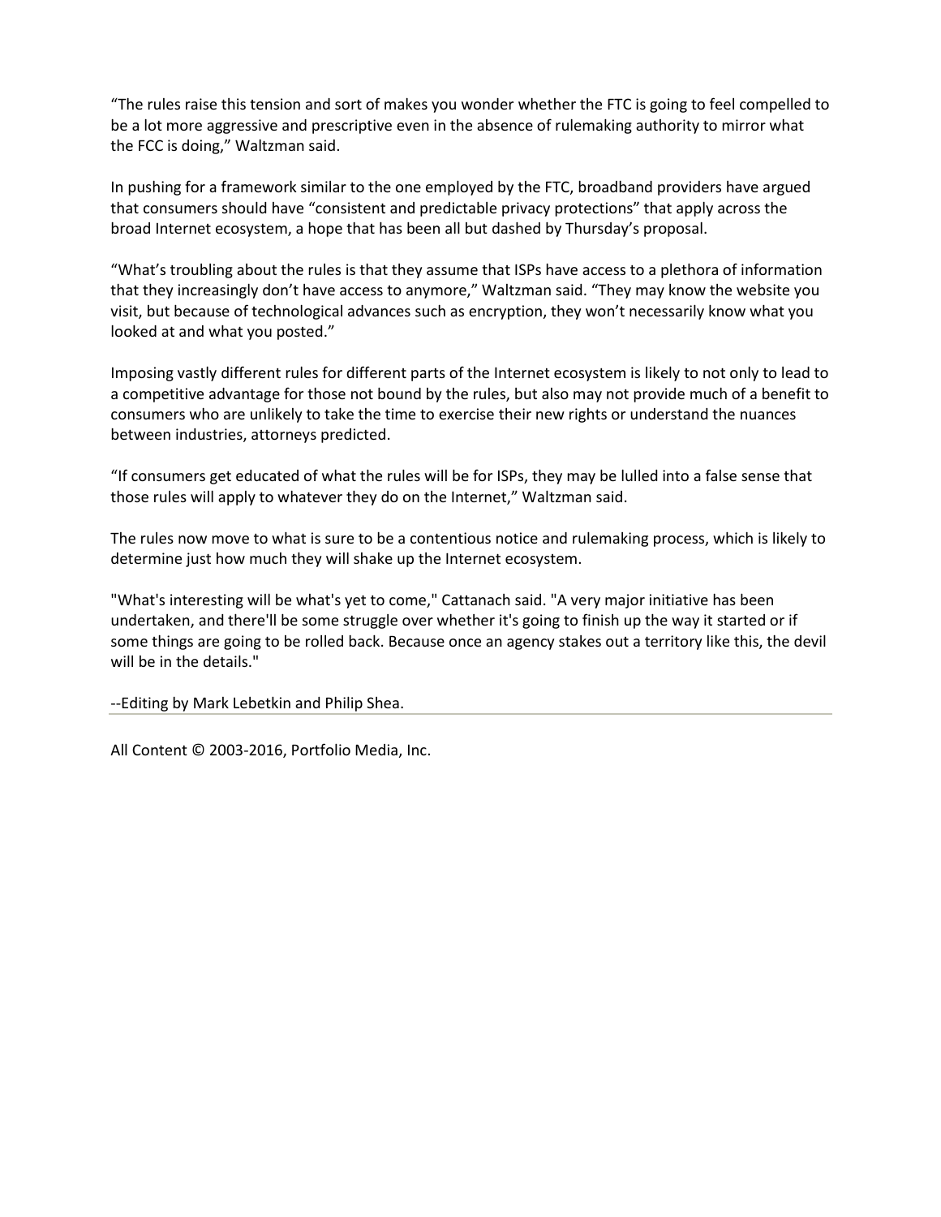“The rules raise this tension and sort of makes you wonder whether the FTC is going to feel compelled to be a lot more aggressive and prescriptive even in the absence of rulemaking authority to mirror what the FCC is doing,” Waltzman said.

In pushing for a framework similar to the one employed by the FTC, broadband providers have argued that consumers should have “consistent and predictable privacy protections” that apply across the broad Internet ecosystem, a hope that has been all but dashed by Thursday’s proposal.

“What’s troubling about the rules is that they assume that ISPs have access to a plethora of information that they increasingly don’t have access to anymore,” Waltzman said. “They may know the website you visit, but because of technological advances such as encryption, they won’t necessarily know what you looked at and what you posted.”

Imposing vastly different rules for different parts of the Internet ecosystem is likely to not only to lead to a competitive advantage for those not bound by the rules, but also may not provide much of a benefit to consumers who are unlikely to take the time to exercise their new rights or understand the nuances between industries, attorneys predicted.

“If consumers get educated of what the rules will be for ISPs, they may be lulled into a false sense that those rules will apply to whatever they do on the Internet,” Waltzman said.

The rules now move to what is sure to be a contentious notice and rulemaking process, which is likely to determine just how much they will shake up the Internet ecosystem.

"What's interesting will be what's yet to come," Cattanach said. "A very major initiative has been undertaken, and there'll be some struggle over whether it's going to finish up the way it started or if some things are going to be rolled back. Because once an agency stakes out a territory like this, the devil will be in the details."

--Editing by Mark Lebetkin and Philip Shea.

---

All Content © 2003-2016, Portfolio Media, Inc.